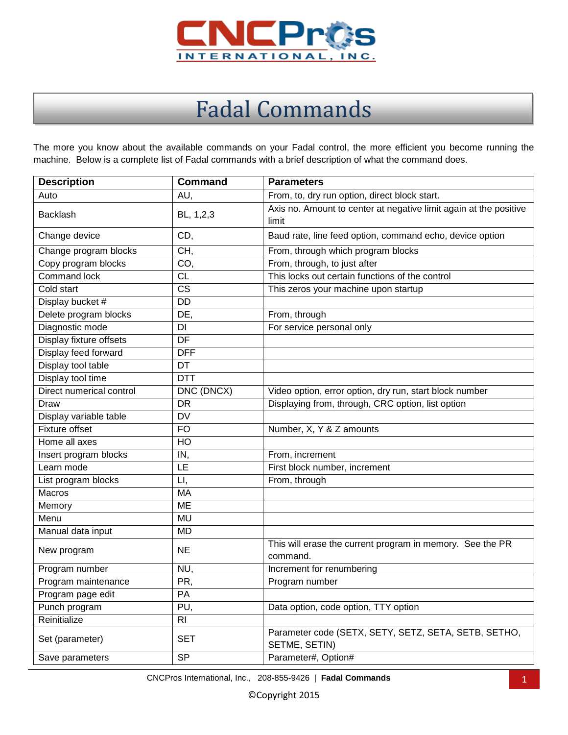# Fadal Commands

The more you know about the available commands on your Fadal control, the more efficient you become running the machine. Below is a complete list of Fadal commands with a brief description of what the command does.

| Description | Command | Parameters |
|---|---|---|
| Auto | AU, | From, to, dry run option, direct block start. |
| Backlash | BL, 1,2,3 | Axis no. Amount to center at negative limit again at the positive limit |
| Change device | CD, | Baud rate, line feed option, command echo, device option |
| Change program blocks | CH, | From, through which program blocks |
| Copy program blocks | CO, | From, through, to just after |
| Command lock | CL | This locks out certain functions of the control |
| Cold start | CS | This zeros your machine upon startup |
| Display bucket # | DD | |
| Delete program blocks | DE, | From, through |
| Diagnostic mode | DI | For service personal only |
| Display fixture offsets | DF | |
| Display feed forward | DFF | |
| Display tool table | DT | |
| Display tool time | DTT | |
| Direct numerical control | DNC (DNCX) | Video option, error option, dry run, start block number |
| Draw | DR | Displaying from, through, CRC option, list option |
| Display variable table | DV | |
| Fixture offset | FO | Number, X, Y & Z amounts |
| Home all axes | HO | |
| Insert program blocks | IN, | From, increment |
| Learn mode | LE | First block number, increment |
| List program blocks | LI, | From, through |
| Macros | MA | |
| Memory | ME | |
| Menu | MU | |
| Manual data input | MD | |
| New program | NE | This will erase the current program in memory. See the PR command. |
| Program number | NU, | Increment for renumbering |
| Program maintenance | PR, | Program number |
| Program page edit | PA | |
| Punch program | PU, | Data option, code option, TTY option |
| Reinitialize | RI | |
| Set (parameter) | SET | Parameter code (SETX, SETY, SETZ, SETA, SETB, SETHO, SETME, SETIN) |
| Save parameters | SP | Parameter#, Option# |

CNCPros International, Inc., 208-855-9426 | **Fadal Commands**

©Copyright 2015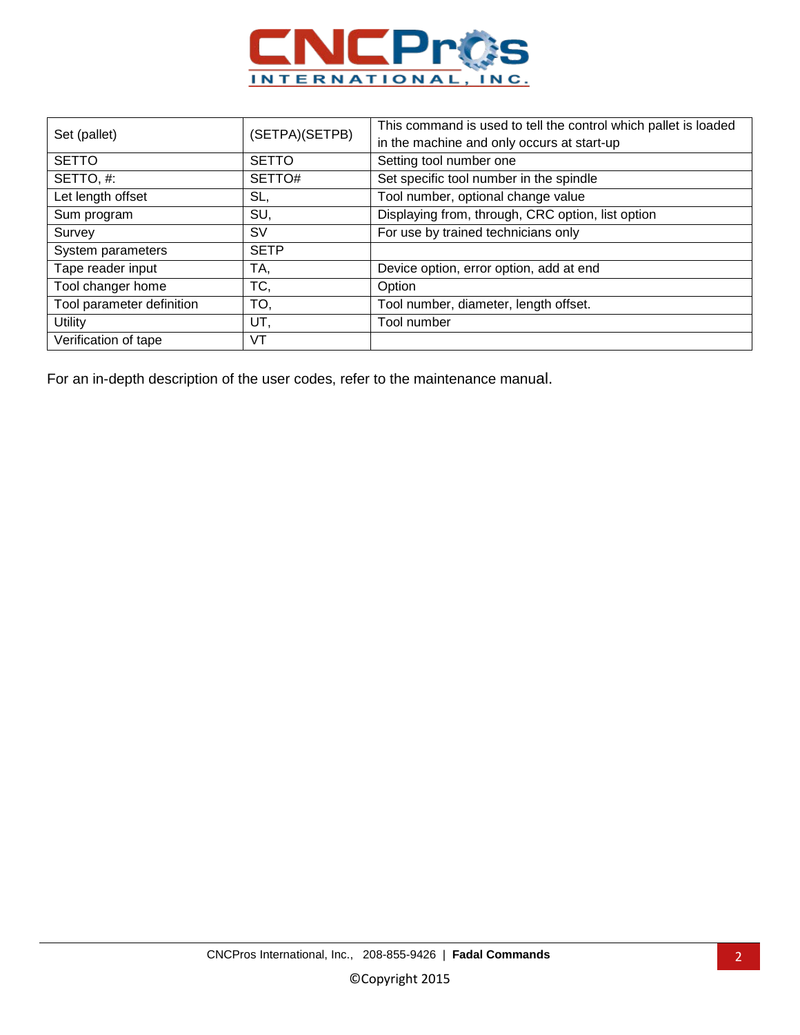| | | |
|---|---|---|
| Set (pallet) | (SETPA)(SETPB) | This command is used to tell the control which pallet is loaded in the machine and only occurs at start-up |
| SETTO | SETTO | Setting tool number one |
| SETTO, #: | SETTO# | Set specific tool number in the spindle |
| Let length offset | SL, | Tool number, optional change value |
| Sum program | SU, | Displaying from, through, CRC option, list option |
| Survey | SV | For use by trained technicians only |
| System parameters | SETP | |
| Tape reader input | TA, | Device option, error option, add at end |
| Tool changer home | TC, | Option |
| Tool parameter definition | TO, | Tool number, diameter, length offset. |
| Utility | UT, | Tool number |
| Verification of tape | VT | |

For an in-depth description of the user codes, refer to the maintenance manual.